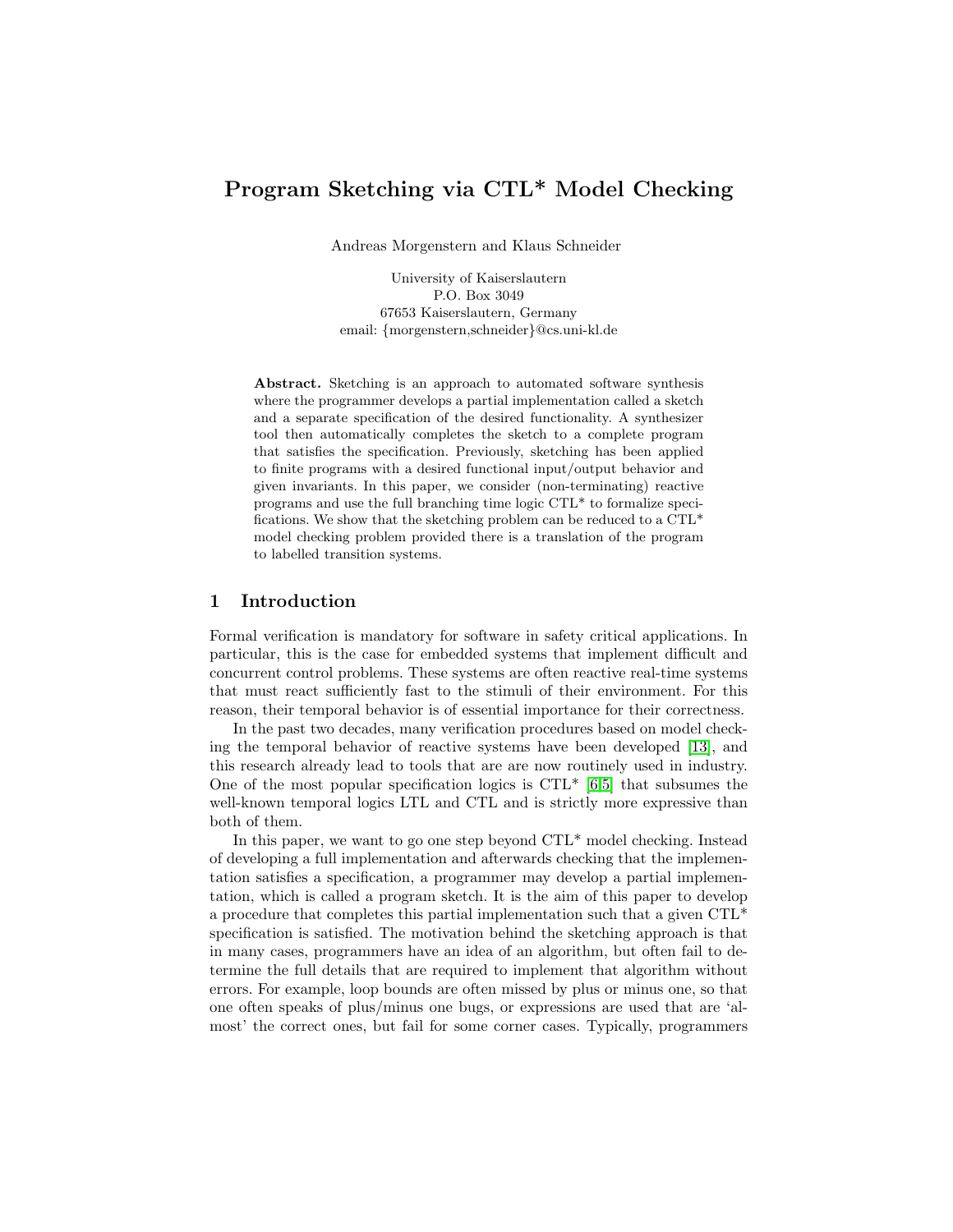# Program Sketching via CTL* Model Checking

Andreas Morgenstern and Klaus Schneider

University of Kaiserslautern
P.O. Box 3049
67653 Kaiserslautern, Germany
email: {morgenstern,schneider}@cs.uni-kl.de

**Abstract.** Sketching is an approach to automated software synthesis where the programmer develops a partial implementation called a sketch and a separate specification of the desired functionality. A synthesizer tool then automatically completes the sketch to a complete program that satisfies the specification. Previously, sketching has been applied to finite programs with a desired functional input/output behavior and given invariants. In this paper, we consider (non-terminating) reactive programs and use the full branching time logic CTL* to formalize specifications. We show that the sketching problem can be reduced to a CTL* model checking problem provided there is a translation of the program to labelled transition systems.

## 1 Introduction

Formal verification is mandatory for software in safety critical applications. In particular, this is the case for embedded systems that implement difficult and concurrent control problems. These systems are often reactive real-time systems that must react sufficiently fast to the stimuli of their environment. For this reason, their temporal behavior is of essential importance for their correctness.

In the past two decades, many verification procedures based on model checking the temporal behavior of reactive systems have been developed [13], and this research already lead to tools that are are now routinely used in industry. One of the most popular specification logics is CTL* [6,5] that subsumes the well-known temporal logics LTL and CTL and is strictly more expressive than both of them.

In this paper, we want to go one step beyond CTL* model checking. Instead of developing a full implementation and afterwards checking that the implementation satisfies a specification, a programmer may develop a partial implementation, which is called a program sketch. It is the aim of this paper to develop a procedure that completes this partial implementation such that a given CTL* specification is satisfied. The motivation behind the sketching approach is that in many cases, programmers have an idea of an algorithm, but often fail to determine the full details that are required to implement that algorithm without errors. For example, loop bounds are often missed by plus or minus one, so that one often speaks of plus/minus one bugs, or expressions are used that are 'almost' the correct ones, but fail for some corner cases. Typically, programmers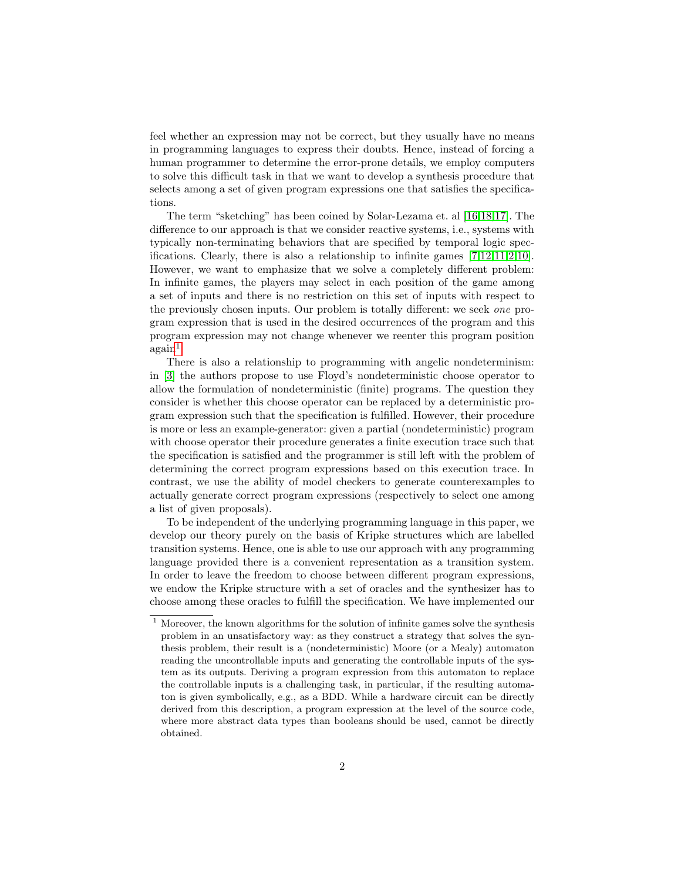feel whether an expression may not be correct, but they usually have no means in programming languages to express their doubts. Hence, instead of forcing a human programmer to determine the error-prone details, we employ computers to solve this difficult task in that we want to develop a synthesis procedure that selects among a set of given program expressions one that satisfies the specifications.

The term "sketching" has been coined by Solar-Lezama et. al [16,18,17]. The difference to our approach is that we consider reactive systems, i.e., systems with typically non-terminating behaviors that are specified by temporal logic specifications. Clearly, there is also a relationship to infinite games [7,12,11,2,10]. However, we want to emphasize that we solve a completely different problem: In infinite games, the players may select in each position of the game among a set of inputs and there is no restriction on this set of inputs with respect to the previously chosen inputs. Our problem is totally different: we seek *one* program expression that is used in the desired occurrences of the program and this program expression may not change whenever we reenter this program position again.[1]

There is also a relationship to programming with angelic nondeterminism: in [3] the authors propose to use Floyd's nondeterministic choose operator to allow the formulation of nondeterministic (finite) programs. The question they consider is whether this choose operator can be replaced by a deterministic program expression such that the specification is fulfilled. However, their procedure is more or less an example-generator: given a partial (nondeterministic) program with choose operator their procedure generates a finite execution trace such that the specification is satisfied and the programmer is still left with the problem of determining the correct program expressions based on this execution trace. In contrast, we use the ability of model checkers to generate counterexamples to actually generate correct program expressions (respectively to select one among a list of given proposals).

To be independent of the underlying programming language in this paper, we develop our theory purely on the basis of Kripke structures which are labelled transition systems. Hence, one is able to use our approach with any programming language provided there is a convenient representation as a transition system. In order to leave the freedom to choose between different program expressions, we endow the Kripke structure with a set of oracles and the synthesizer has to choose among these oracles to fulfill the specification. We have implemented our

---

[1] Moreover, the known algorithms for the solution of infinite games solve the synthesis problem in an unsatisfactory way: as they construct a strategy that solves the synthesis problem, their result is a (nondeterministic) Moore (or a Mealy) automaton reading the uncontrollable inputs and generating the controllable inputs of the system as its outputs. Deriving a program expression from this automaton to replace the controllable inputs is a challenging task, in particular, if the resulting automaton is given symbolically, e.g., as a BDD. While a hardware circuit can be directly derived from this description, a program expression at the level of the source code, where more abstract data types than booleans should be used, cannot be directly obtained.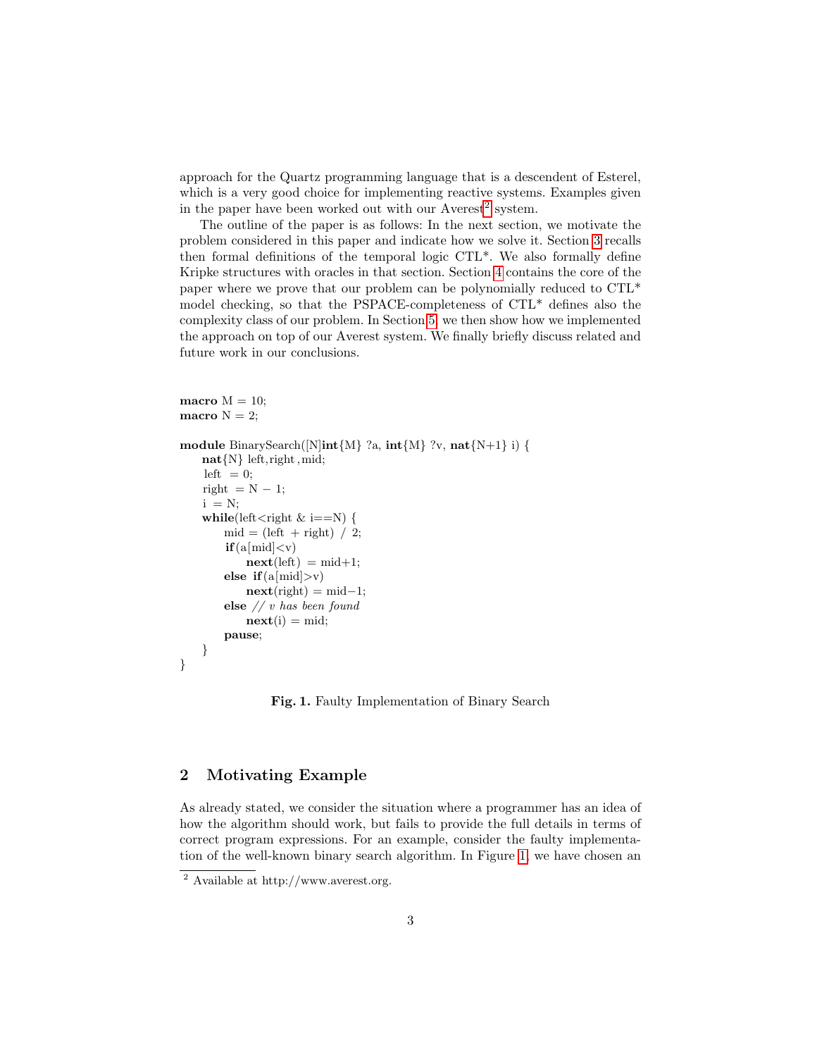approach for the Quartz programming language that is a descendent of Esterel, which is a very good choice for implementing reactive systems. Examples given in the paper have been worked out with our Averest[2] system.

The outline of the paper is as follows: In the next section, we motivate the problem considered in this paper and indicate how we solve it. Section 3 recalls then formal definitions of the temporal logic CTL*. We also formally define Kripke structures with oracles in that section. Section 4 contains the core of the paper where we prove that our problem can be polynomially reduced to CTL* model checking, so that the PSPACE-completeness of CTL* defines also the complexity class of our problem. In Section 5, we then show how we implemented the approach on top of our Averest system. We finally briefly discuss related and future work in our conclusions.

```
macro M = 10;
macro N = 2;

module BinarySearch([N]int{M} ?a, int{M} ?v, nat{N+1} i) {
    nat{N} left,right,mid;
    left = 0;
    right = N - 1;
    i = N;
    while(left<right & i==N) {
        mid = (left + right) / 2;
        if(a[mid]<v)
            next(left) = mid+1;
        else if(a[mid]>v)
            next(right) = mid-1;
        else // v has been found
            next(i) = mid;
        pause;
    }
}
```

**Fig. 1.** Faulty Implementation of Binary Search

## 2 Motivating Example

As already stated, we consider the situation where a programmer has an idea of how the algorithm should work, but fails to provide the full details in terms of correct program expressions. For an example, consider the faulty implementation of the well-known binary search algorithm. In Figure 1, we have chosen an

[2] Available at http://www.averest.org.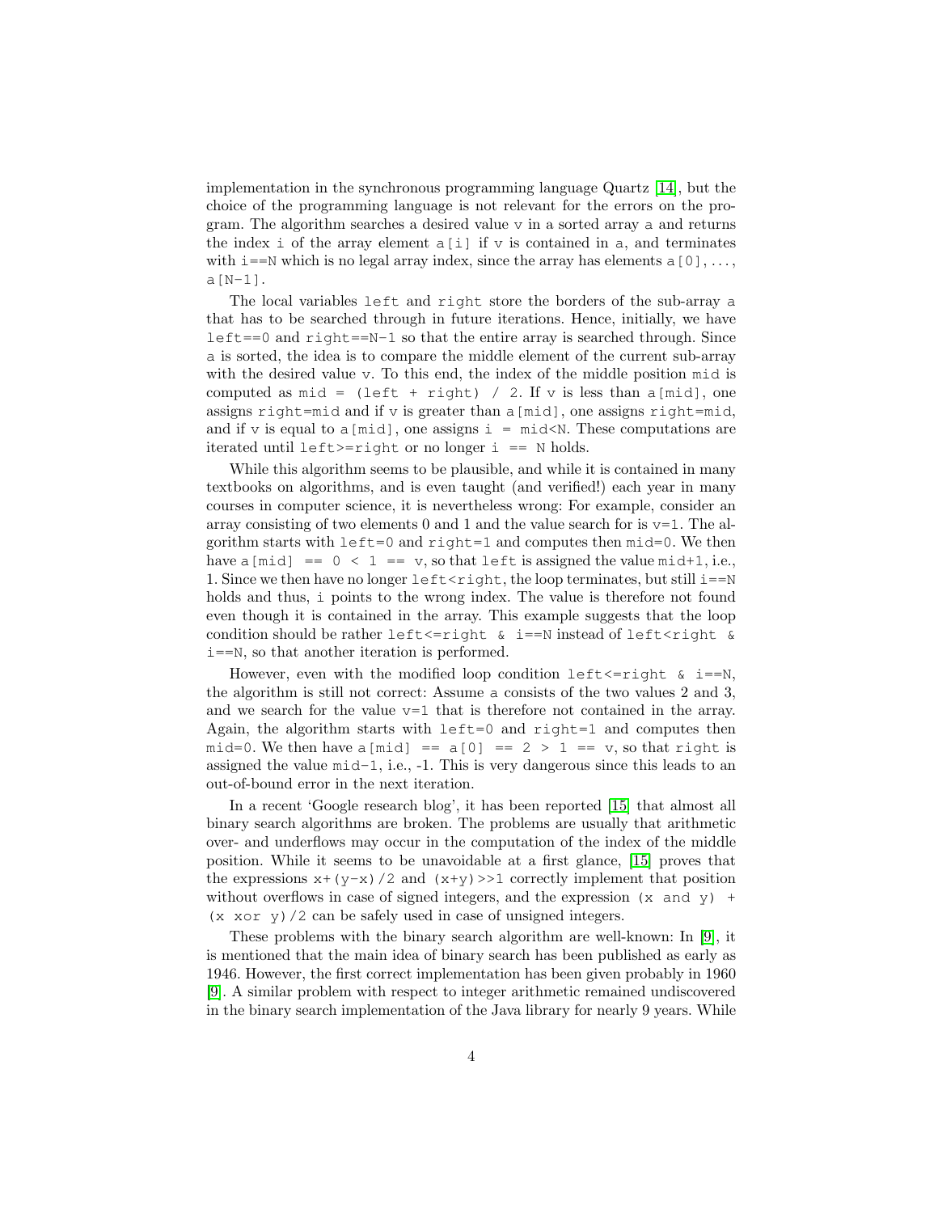implementation in the synchronous programming language Quartz [14], but the choice of the programming language is not relevant for the errors on the program. The algorithm searches a desired value `v` in a sorted array `a` and returns the index `i` of the array element `a[i]` if `v` is contained in `a`, and terminates with `i==N` which is no legal array index, since the array has elements `a[0]`, ..., `a[N-1]`.

The local variables `left` and `right` store the borders of the sub-array `a` that has to be searched through in future iterations. Hence, initially, we have `left==0` and `right==N-1` so that the entire array is searched through. Since `a` is sorted, the idea is to compare the middle element of the current sub-array with the desired value `v`. To this end, the index of the middle position `mid` is computed as `mid = (left + right) / 2`. If `v` is less than `a[mid]`, one assigns `right=mid` and if `v` is greater than `a[mid]`, one assigns `right=mid`, and if `v` is equal to `a[mid]`, one assigns `i = mid<N`. These computations are iterated until `left>=right` or no longer `i == N` holds.

While this algorithm seems to be plausible, and while it is contained in many textbooks on algorithms, and is even taught (and verified!) each year in many courses in computer science, it is nevertheless wrong: For example, consider an array consisting of two elements 0 and 1 and the value search for is `v=1`. The algorithm starts with `left=0` and `right=1` and computes then `mid=0`. We then have `a[mid] == 0 < 1 == v`, so that `left` is assigned the value `mid+1`, i.e., 1. Since we then have no longer `left<right`, the loop terminates, but still `i==N` holds and thus, `i` points to the wrong index. The value is therefore not found even though it is contained in the array. This example suggests that the loop condition should be rather `left<=right & i==N` instead of `left<right & i==N`, so that another iteration is performed.

However, even with the modified loop condition `left<=right & i==N`, the algorithm is still not correct: Assume `a` consists of the two values 2 and 3, and we search for the value `v=1` that is therefore not contained in the array. Again, the algorithm starts with `left=0` and `right=1` and computes then `mid=0`. We then have `a[mid] == a[0] == 2 > 1 == v`, so that `right` is assigned the value `mid-1`, i.e., -1. This is very dangerous since this leads to an out-of-bound error in the next iteration.

In a recent 'Google research blog', it has been reported [15] that almost all binary search algorithms are broken. The problems are usually that arithmetic over- and underflows may occur in the computation of the index of the middle position. While it seems to be unavoidable at a first glance, [15] proves that the expressions `x+(y-x)/2` and `(x+y)>>1` correctly implement that position without overflows in case of signed integers, and the expression `(x and y) + (x xor y)/2` can be safely used in case of unsigned integers.

These problems with the binary search algorithm are well-known: In [9], it is mentioned that the main idea of binary search has been published as early as 1946. However, the first correct implementation has been given probably in 1960 [9]. A similar problem with respect to integer arithmetic remained undiscovered in the binary search implementation of the Java library for nearly 9 years. While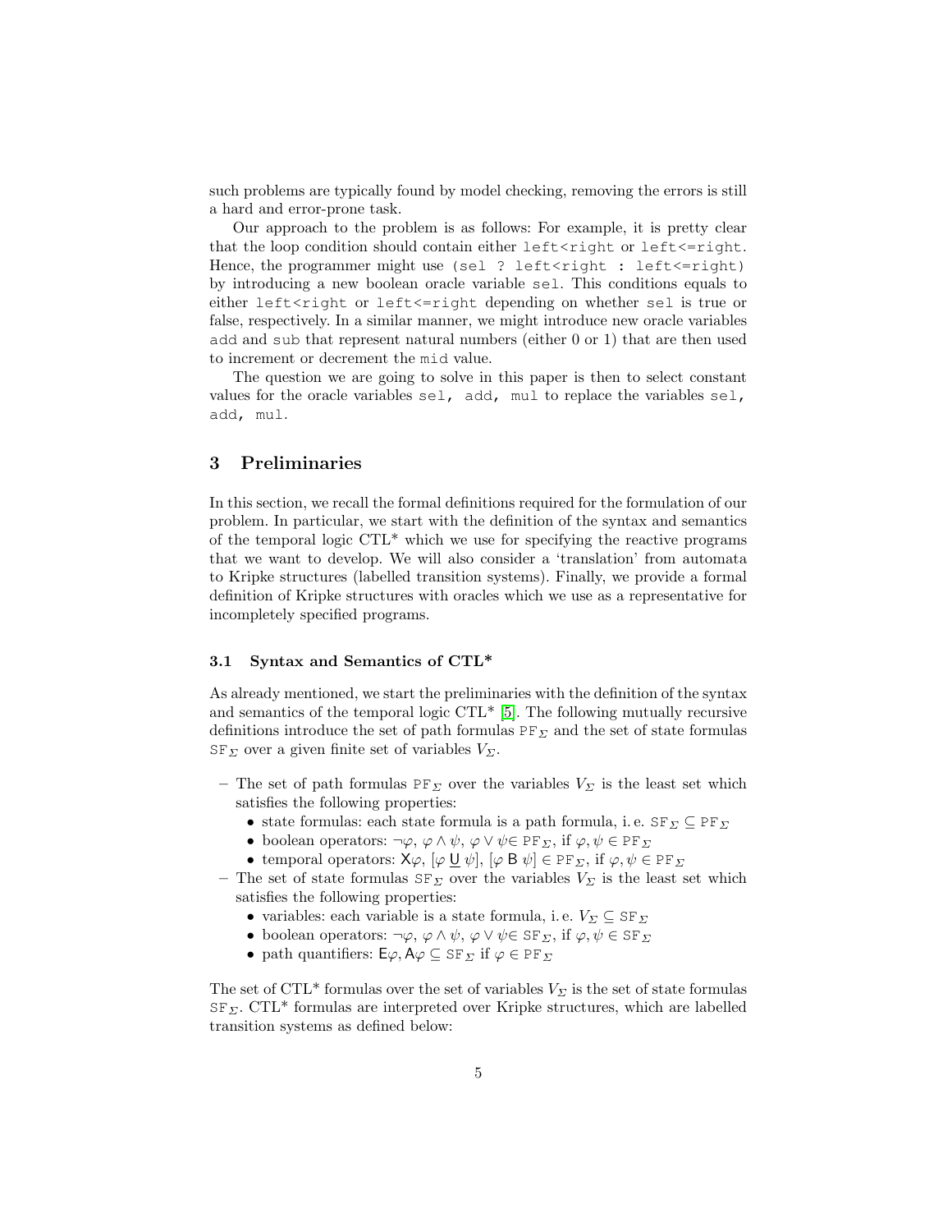such problems are typically found by model checking, removing the errors is still a hard and error-prone task.

Our approach to the problem is as follows: For example, it is pretty clear that the loop condition should contain either `left<right` or `left<=right`. Hence, the programmer might use `(sel ? left<right : left<=right)` by introducing a new boolean oracle variable `sel`. This conditions equals to either `left<right` or `left<=right` depending on whether `sel` is true or false, respectively. In a similar manner, we might introduce new oracle variables `add` and `sub` that represent natural numbers (either 0 or 1) that are then used to increment or decrement the `mid` value.

The question we are going to solve in this paper is then to select constant values for the oracle variables `sel, add, mul` to replace the variables `sel, add, mul`.

## 3 Preliminaries

In this section, we recall the formal definitions required for the formulation of our problem. In particular, we start with the definition of the syntax and semantics of the temporal logic CTL* which we use for specifying the reactive programs that we want to develop. We will also consider a 'translation' from automata to Kripke structures (labelled transition systems). Finally, we provide a formal definition of Kripke structures with oracles which we use as a representative for incompletely specified programs.

### 3.1 Syntax and Semantics of CTL*

As already mentioned, we start the preliminaries with the definition of the syntax and semantics of the temporal logic CTL* [5]. The following mutually recursive definitions introduce the set of path formulas $\mathtt{PF}_\Sigma$ and the set of state formulas $\mathtt{SF}_\Sigma$ over a given finite set of variables $V_\Sigma$.

- The set of path formulas $\mathtt{PF}_\Sigma$ over the variables $V_\Sigma$ is the least set which satisfies the following properties:
  - state formulas: each state formula is a path formula, i. e. $\mathtt{SF}_\Sigma \subseteq \mathtt{PF}_\Sigma$
  - boolean operators: $\neg\varphi$, $\varphi \wedge \psi$, $\varphi \vee \psi \in \mathtt{PF}_\Sigma$, if $\varphi, \psi \in \mathtt{PF}_\Sigma$
  - temporal operators: $\mathsf{X}\varphi$, $[\varphi\ \underline{\mathsf{U}}\ \psi]$, $[\varphi\ \mathsf{B}\ \psi] \in \mathtt{PF}_\Sigma$, if $\varphi, \psi \in \mathtt{PF}_\Sigma$
- The set of state formulas $\mathtt{SF}_\Sigma$ over the variables $V_\Sigma$ is the least set which satisfies the following properties:
  - variables: each variable is a state formula, i. e. $V_\Sigma \subseteq \mathtt{SF}_\Sigma$
  - boolean operators: $\neg\varphi$, $\varphi \wedge \psi$, $\varphi \vee \psi \in \mathtt{SF}_\Sigma$, if $\varphi, \psi \in \mathtt{SF}_\Sigma$
  - path quantifiers: $\mathsf{E}\varphi, \mathsf{A}\varphi \subseteq \mathtt{SF}_\Sigma$ if $\varphi \in \mathtt{PF}_\Sigma$

The set of CTL* formulas over the set of variables $V_\Sigma$ is the set of state formulas $\mathtt{SF}_\Sigma$. CTL* formulas are interpreted over Kripke structures, which are labelled transition systems as defined below: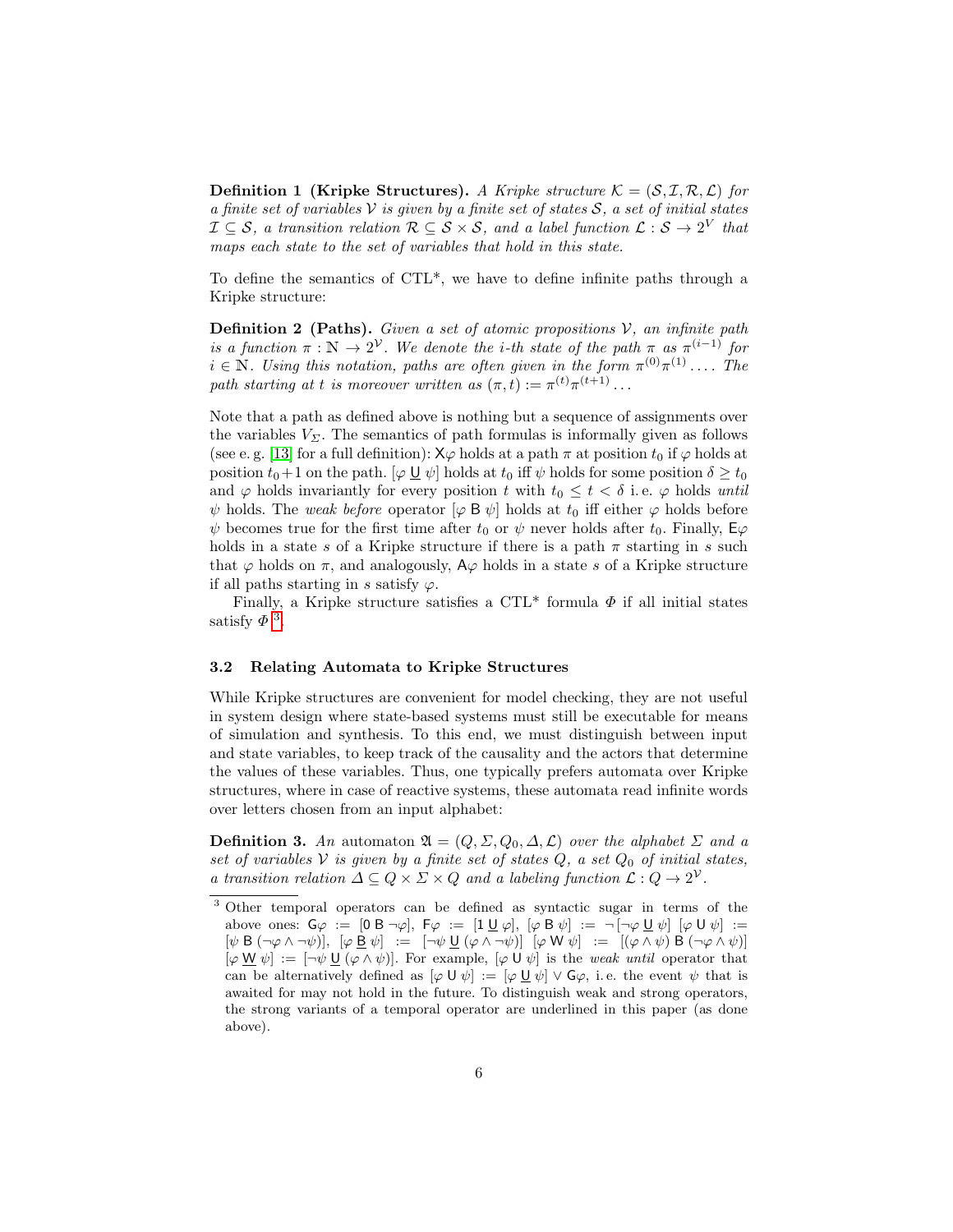**Definition 1 (Kripke Structures).** *A Kripke structure $\mathcal{K} = (\mathcal{S}, \mathcal{I}, \mathcal{R}, \mathcal{L})$ for a finite set of variables $\mathcal{V}$ is given by a finite set of states $\mathcal{S}$, a set of initial states $\mathcal{I} \subseteq \mathcal{S}$, a transition relation $\mathcal{R} \subseteq \mathcal{S} \times \mathcal{S}$, and a label function $\mathcal{L} : \mathcal{S} \to 2^{V}$ that maps each state to the set of variables that hold in this state.*

To define the semantics of CTL*, we have to define infinite paths through a Kripke structure:

**Definition 2 (Paths).** *Given a set of atomic propositions $\mathcal{V}$, an infinite path is a function $\pi : \mathbb{N} \to 2^{\mathcal{V}}$. We denote the i-th state of the path $\pi$ as $\pi^{(i-1)}$ for $i \in \mathbb{N}$. Using this notation, paths are often given in the form $\pi^{(0)}\pi^{(1)}\dots$. The path starting at t is moreover written as $(\pi, t) := \pi^{(t)}\pi^{(t+1)}\dots$*

Note that a path as defined above is nothing but a sequence of assignments over the variables $V_{\Sigma}$. The semantics of path formulas is informally given as follows (see e. g. [13] for a full definition): $\mathsf{X}\varphi$ holds at a path $\pi$ at position $t_0$ if $\varphi$ holds at position $t_0+1$ on the path. $[\varphi\ \underline{\mathsf{U}}\ \psi]$ holds at $t_0$ iff $\psi$ holds for some position $\delta \geq t_0$ and $\varphi$ holds invariantly for every position $t$ with $t_0 \leq t < \delta$ i. e. $\varphi$ holds *until* $\psi$ holds. The *weak before* operator $[\varphi\ \mathsf{B}\ \psi]$ holds at $t_0$ iff either $\varphi$ holds before $\psi$ becomes true for the first time after $t_0$ or $\psi$ never holds after $t_0$. Finally, $\mathsf{E}\varphi$ holds in a state $s$ of a Kripke structure if there is a path $\pi$ starting in $s$ such that $\varphi$ holds on $\pi$, and analogously, $\mathsf{A}\varphi$ holds in a state $s$ of a Kripke structure if all paths starting in $s$ satisfy $\varphi$.

Finally, a Kripke structure satisfies a CTL* formula $\Phi$ if all initial states satisfy $\Phi$ [3].

### 3.2 Relating Automata to Kripke Structures

While Kripke structures are convenient for model checking, they are not useful in system design where state-based systems must still be executable for means of simulation and synthesis. To this end, we must distinguish between input and state variables, to keep track of the causality and the actors that determine the values of these variables. Thus, one typically prefers automata over Kripke structures, where in case of reactive systems, these automata read infinite words over letters chosen from an input alphabet:

**Definition 3.** *An* automaton *$\mathfrak{A} = (Q, \Sigma, Q_0, \Delta, \mathcal{L})$ over the alphabet $\Sigma$ and a set of variables $\mathcal{V}$ is given by a finite set of states $Q$, a set $Q_0$ of initial states, a transition relation $\Delta \subseteq Q \times \Sigma \times Q$ and a labeling function $\mathcal{L} : Q \to 2^{\mathcal{V}}$.*

[3] Other temporal operators can be defined as syntactic sugar in terms of the above ones: $\mathsf{G}\varphi := [0\ \mathsf{B}\ \neg\varphi]$, $\mathsf{F}\varphi := [1\ \underline{\mathsf{U}}\ \varphi]$, $[\varphi\ \mathsf{B}\ \psi] := \neg[\neg\varphi\ \underline{\mathsf{U}}\ \psi]$ $[\varphi\ \mathsf{U}\ \psi] := [\psi\ \mathsf{B}\ (\neg\varphi \wedge \neg\psi)]$, $[\varphi\ \underline{\mathsf{B}}\ \psi] := [\neg\psi\ \underline{\mathsf{U}}\ (\varphi \wedge \neg\psi)]$ $[\varphi\ \mathsf{W}\ \psi] := [(\varphi \wedge \psi)\ \mathsf{B}\ (\neg\varphi \wedge \psi)]$ $[\varphi\ \underline{\mathsf{W}}\ \psi] := [\neg\psi\ \underline{\mathsf{U}}\ (\varphi \wedge \psi)]$. For example, $[\varphi\ \mathsf{U}\ \psi]$ is the *weak until* operator that can be alternatively defined as $[\varphi\ \mathsf{U}\ \psi] := [\varphi\ \underline{\mathsf{U}}\ \psi] \vee \mathsf{G}\varphi$, i. e. the event $\psi$ that is awaited for may not hold in the future. To distinguish weak and strong operators, the strong variants of a temporal operator are underlined in this paper (as done above).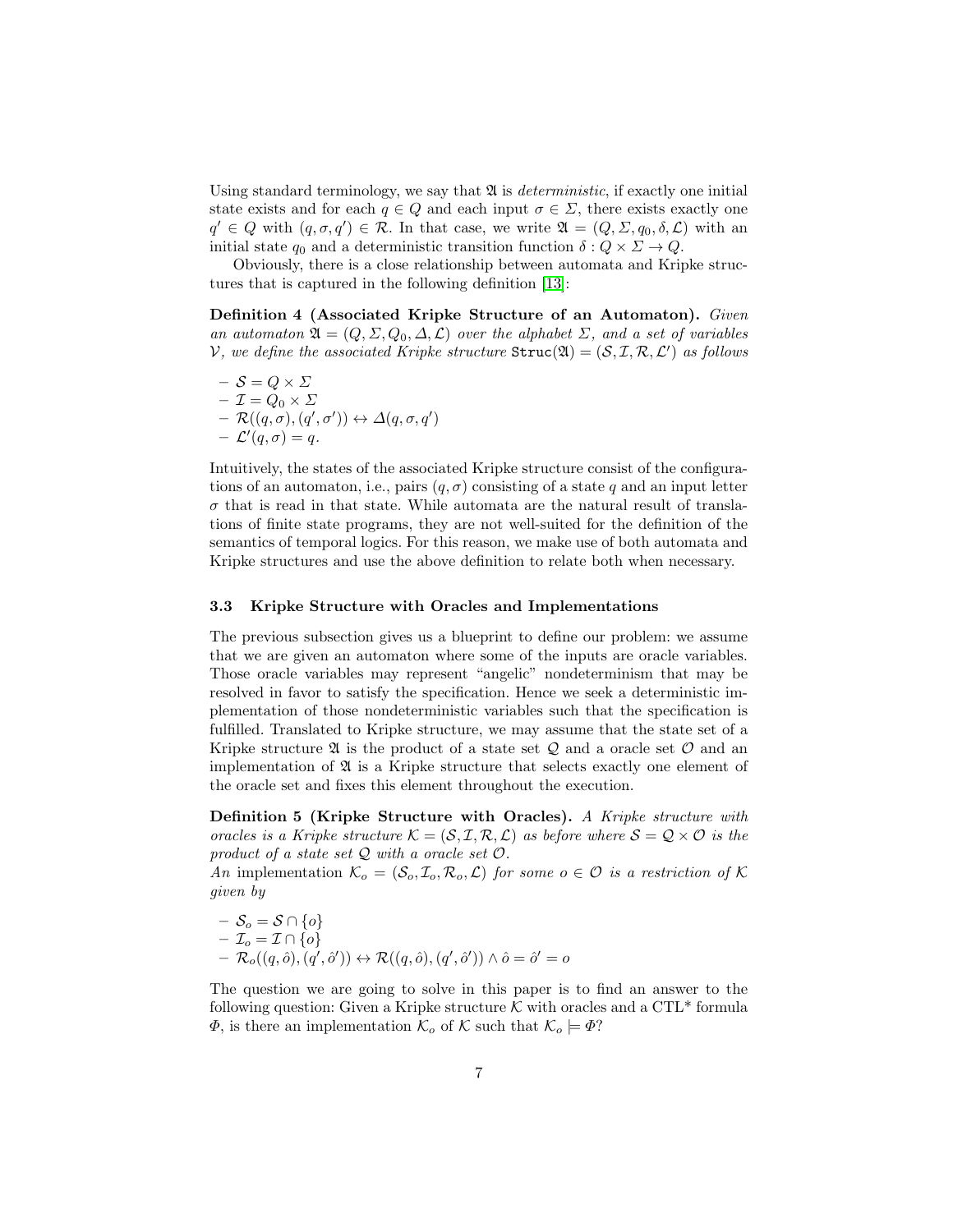Using standard terminology, we say that $\mathfrak{A}$ is *deterministic*, if exactly one initial state exists and for each $q \in Q$ and each input $\sigma \in \Sigma$, there exists exactly one $q' \in Q$ with $(q, \sigma, q') \in \mathcal{R}$. In that case, we write $\mathfrak{A} = (Q, \Sigma, q_0, \delta, \mathcal{L})$ with an initial state $q_0$ and a deterministic transition function $\delta : Q \times \Sigma \to Q$.

Obviously, there is a close relationship between automata and Kripke structures that is captured in the following definition [13]:

**Definition 4 (Associated Kripke Structure of an Automaton).** *Given an automaton $\mathfrak{A} = (Q, \Sigma, Q_0, \Delta, \mathcal{L})$ over the alphabet $\Sigma$, and a set of variables $\mathcal{V}$, we define the associated Kripke structure $\mathtt{Struc}(\mathfrak{A}) = (\mathcal{S}, \mathcal{I}, \mathcal{R}, \mathcal{L}')$ as follows*

- $\mathcal{S} = Q \times \Sigma$
- $\mathcal{I} = Q_0 \times \Sigma$
- $\mathcal{R}((q, \sigma), (q', \sigma')) \leftrightarrow \Delta(q, \sigma, q')$
- $\mathcal{L}'(q, \sigma) = q$.

Intuitively, the states of the associated Kripke structure consist of the configurations of an automaton, i.e., pairs $(q, \sigma)$ consisting of a state $q$ and an input letter $\sigma$ that is read in that state. While automata are the natural result of translations of finite state programs, they are not well-suited for the definition of the semantics of temporal logics. For this reason, we make use of both automata and Kripke structures and use the above definition to relate both when necessary.

### 3.3 Kripke Structure with Oracles and Implementations

The previous subsection gives us a blueprint to define our problem: we assume that we are given an automaton where some of the inputs are oracle variables. Those oracle variables may represent "angelic" nondeterminism that may be resolved in favor to satisfy the specification. Hence we seek a deterministic implementation of those nondeterministic variables such that the specification is fulfilled. Translated to Kripke structure, we may assume that the state set of a Kripke structure $\mathfrak{A}$ is the product of a state set $\mathcal{Q}$ and a oracle set $\mathcal{O}$ and an implementation of $\mathfrak{A}$ is a Kripke structure that selects exactly one element of the oracle set and fixes this element throughout the execution.

**Definition 5 (Kripke Structure with Oracles).** *A Kripke structure with oracles is a Kripke structure $\mathcal{K} = (\mathcal{S}, \mathcal{I}, \mathcal{R}, \mathcal{L})$ as before where $\mathcal{S} = \mathcal{Q} \times \mathcal{O}$ is the product of a state set $\mathcal{Q}$ with a oracle set $\mathcal{O}$.*
*An* implementation *$\mathcal{K}_o = (\mathcal{S}_o, \mathcal{I}_o, \mathcal{R}_o, \mathcal{L})$ for some $o \in \mathcal{O}$ is a restriction of $\mathcal{K}$ given by*

- $\mathcal{S}_o = \mathcal{S} \cap \{o\}$
- $\mathcal{I}_o = \mathcal{I} \cap \{o\}$
- $\mathcal{R}_o((q, \hat{o}), (q', \hat{o}')) \leftrightarrow \mathcal{R}((q, \hat{o}), (q', \hat{o}')) \wedge \hat{o} = \hat{o}' = o$

The question we are going to solve in this paper is to find an answer to the following question: Given a Kripke structure $\mathcal{K}$ with oracles and a CTL* formula $\Phi$, is there an implementation $\mathcal{K}_o$ of $\mathcal{K}$ such that $\mathcal{K}_o \models \Phi$?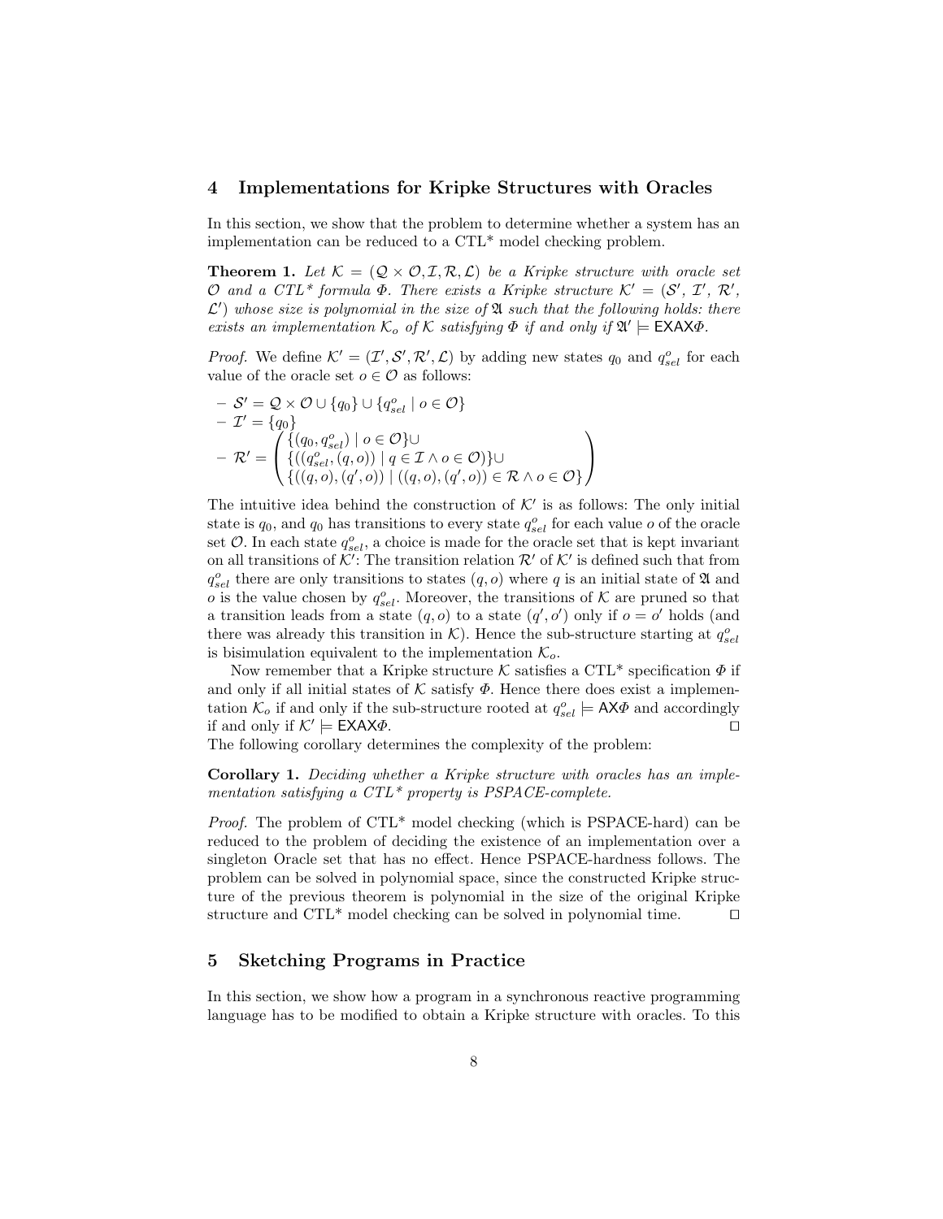## 4 Implementations for Kripke Structures with Oracles

In this section, we show that the problem to determine whether a system has an implementation can be reduced to a CTL* model checking problem.

**Theorem 1.** *Let $\mathcal{K} = (\mathcal{Q} \times \mathcal{O}, \mathcal{I}, \mathcal{R}, \mathcal{L})$ be a Kripke structure with oracle set $\mathcal{O}$ and a CTL\* formula $\Phi$. There exists a Kripke structure $\mathcal{K}' = (\mathcal{S}', \mathcal{I}', \mathcal{R}', \mathcal{L}')$ whose size is polynomial in the size of $\mathfrak{A}$ such that the following holds: there exists an implementation $\mathcal{K}_o$ of $\mathcal{K}$ satisfying $\Phi$ if and only if $\mathfrak{A}' \models \mathsf{EXAX}\Phi$.*

*Proof.* We define $\mathcal{K}' = (\mathcal{I}', \mathcal{S}', \mathcal{R}', \mathcal{L})$ by adding new states $q_0$ and $q_{sel}^o$ for each value of the oracle set $o \in \mathcal{O}$ as follows:

- $\mathcal{S}' = \mathcal{Q} \times \mathcal{O} \cup \{q_0\} \cup \{q_{sel}^o \mid o \in \mathcal{O}\}$
- $\mathcal{I}' = \{q_0\}$
- $\mathcal{R}' = \begin{pmatrix} \{(q_0, q_{sel}^o) \mid o \in \mathcal{O}\} \cup \\ \{((q_{sel}^o, (q, o)) \mid q \in \mathcal{I} \wedge o \in \mathcal{O})\} \cup \\ \{((q, o), (q', o)) \mid ((q, o), (q', o)) \in \mathcal{R} \wedge o \in \mathcal{O}\} \end{pmatrix}$

The intuitive idea behind the construction of $\mathcal{K}'$ is as follows: The only initial state is $q_0$, and $q_0$ has transitions to every state $q_{sel}^o$ for each value $o$ of the oracle set $\mathcal{O}$. In each state $q_{sel}^o$, a choice is made for the oracle set that is kept invariant on all transitions of $\mathcal{K}'$: The transition relation $\mathcal{R}'$ of $\mathcal{K}'$ is defined such that from $q_{sel}^o$ there are only transitions to states $(q, o)$ where $q$ is an initial state of $\mathfrak{A}$ and $o$ is the value chosen by $q_{sel}^o$. Moreover, the transitions of $\mathcal{K}$ are pruned so that a transition leads from a state $(q, o)$ to a state $(q', o')$ only if $o = o'$ holds (and there was already this transition in $\mathcal{K}$). Hence the sub-structure starting at $q_{sel}^o$ is bisimulation equivalent to the implementation $\mathcal{K}_o$.

Now remember that a Kripke structure $\mathcal{K}$ satisfies a CTL* specification $\Phi$ if and only if all initial states of $\mathcal{K}$ satisfy $\Phi$. Hence there does exist a implementation $\mathcal{K}_o$ if and only if the sub-structure rooted at $q_{sel}^o \models \mathsf{AX}\Phi$ and accordingly if and only if $\mathcal{K}' \models \mathsf{EXAX}\Phi$. ◻

The following corollary determines the complexity of the problem:

**Corollary 1.** *Deciding whether a Kripke structure with oracles has an implementation satisfying a CTL\* property is PSPACE-complete.*

*Proof.* The problem of CTL* model checking (which is PSPACE-hard) can be reduced to the problem of deciding the existence of an implementation over a singleton Oracle set that has no effect. Hence PSPACE-hardness follows. The problem can be solved in polynomial space, since the constructed Kripke structure of the previous theorem is polynomial in the size of the original Kripke structure and CTL* model checking can be solved in polynomial time. ◻

## 5 Sketching Programs in Practice

In this section, we show how a program in a synchronous reactive programming language has to be modified to obtain a Kripke structure with oracles. To this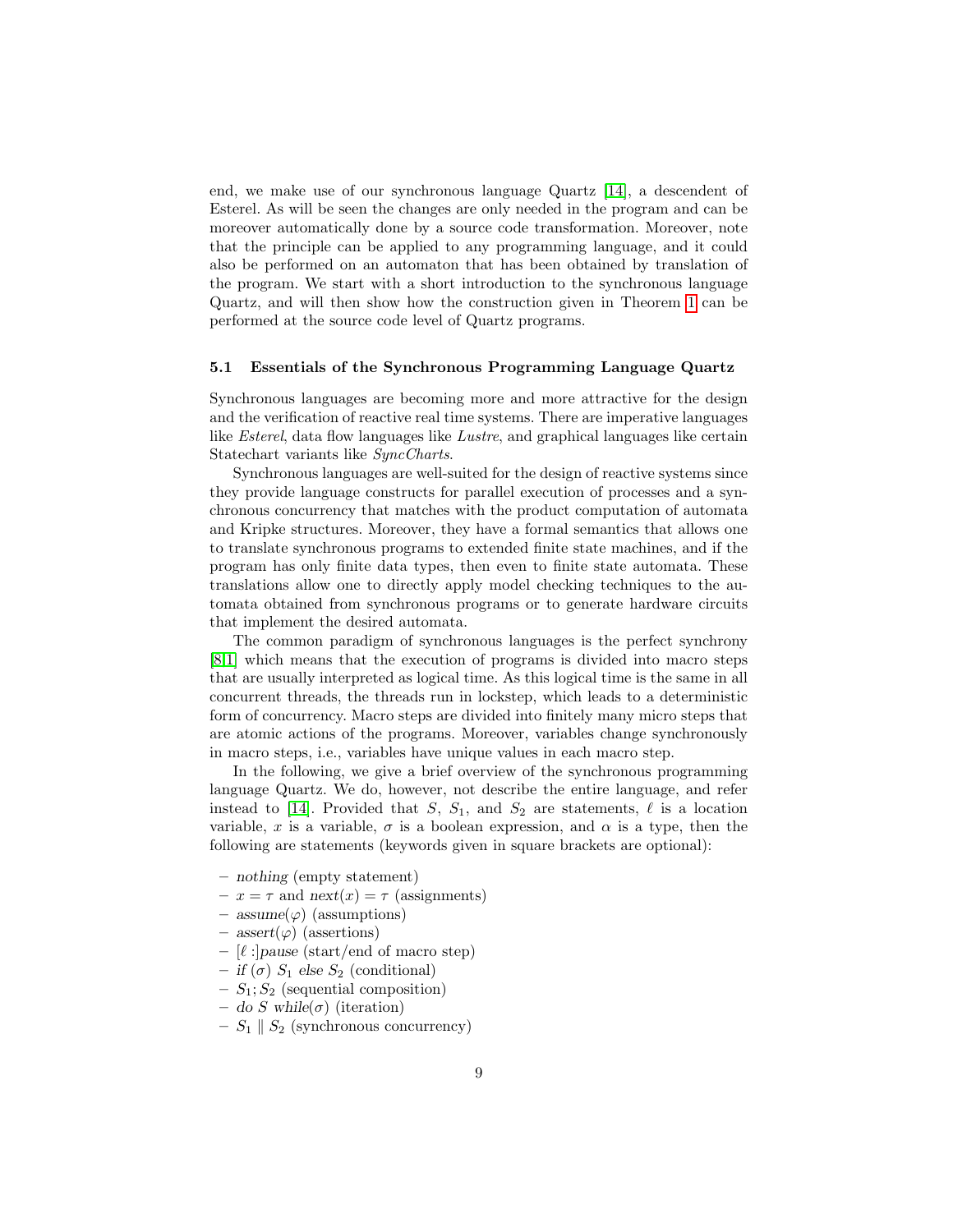end, we make use of our synchronous language Quartz [14], a descendent of Esterel. As will be seen the changes are only needed in the program and can be moreover automatically done by a source code transformation. Moreover, note that the principle can be applied to any programming language, and it could also be performed on an automaton that has been obtained by translation of the program. We start with a short introduction to the synchronous language Quartz, and will then show how the construction given in Theorem 1 can be performed at the source code level of Quartz programs.

### 5.1 Essentials of the Synchronous Programming Language Quartz

Synchronous languages are becoming more and more attractive for the design and the verification of reactive real time systems. There are imperative languages like *Esterel*, data flow languages like *Lustre*, and graphical languages like certain Statechart variants like *SyncCharts*.

Synchronous languages are well-suited for the design of reactive systems since they provide language constructs for parallel execution of processes and a synchronous concurrency that matches with the product computation of automata and Kripke structures. Moreover, they have a formal semantics that allows one to translate synchronous programs to extended finite state machines, and if the program has only finite data types, then even to finite state automata. These translations allow one to directly apply model checking techniques to the automata obtained from synchronous programs or to generate hardware circuits that implement the desired automata.

The common paradigm of synchronous languages is the perfect synchrony [8,1] which means that the execution of programs is divided into macro steps that are usually interpreted as logical time. As this logical time is the same in all concurrent threads, the threads run in lockstep, which leads to a deterministic form of concurrency. Macro steps are divided into finitely many micro steps that are atomic actions of the programs. Moreover, variables change synchronously in macro steps, i.e., variables have unique values in each macro step.

In the following, we give a brief overview of the synchronous programming language Quartz. We do, however, not describe the entire language, and refer instead to [14]. Provided that $S$, $S_1$, and $S_2$ are statements, $\ell$ is a location variable, $x$ is a variable, $\sigma$ is a boolean expression, and $\alpha$ is a type, then the following are statements (keywords given in square brackets are optional):

- *nothing* (empty statement)
- $x = \tau$ and $next(x) = \tau$ (assignments)
- $assume(\varphi)$ (assumptions)
- $assert(\varphi)$ (assertions)
- $[\ell :]pause$ (start/end of macro step)
- *if* $(\sigma)$ $S_1$ *else* $S_2$ (conditional)
- $S_1; S_2$ (sequential composition)
- *do* $S$ *while*$(\sigma)$ (iteration)
- $S_1 \parallel S_2$ (synchronous concurrency)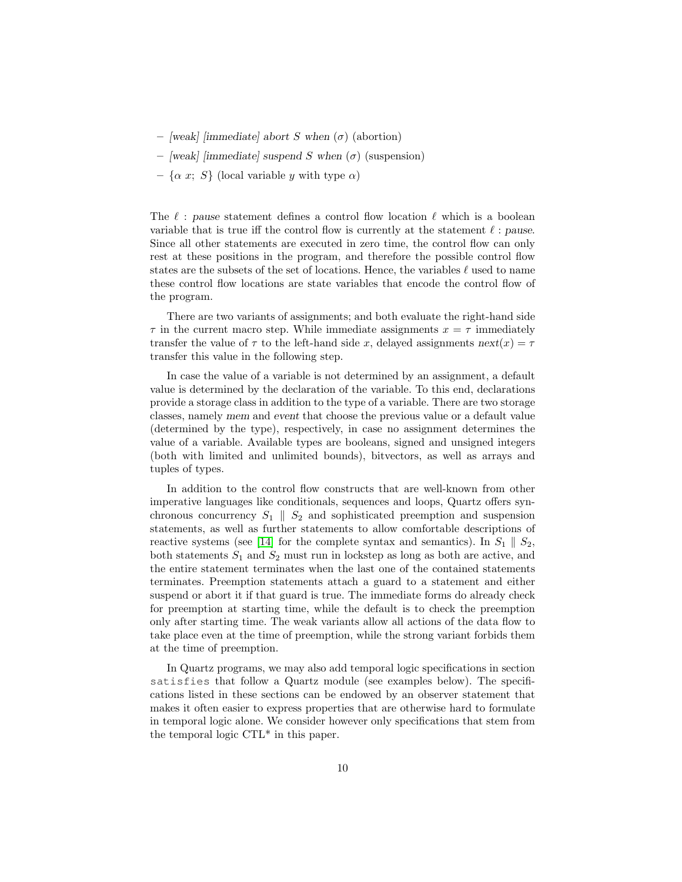- *[weak] [immediate] abort S when* ($\sigma$) (abortion)
- *[weak] [immediate] suspend S when* ($\sigma$) (suspension)
- $\{\alpha\ x;\ S\}$ (local variable $y$ with type $\alpha$)

The $\ell$ : *pause* statement defines a control flow location $\ell$ which is a boolean variable that is true iff the control flow is currently at the statement $\ell$ : *pause*. Since all other statements are executed in zero time, the control flow can only rest at these positions in the program, and therefore the possible control flow states are the subsets of the set of locations. Hence, the variables $\ell$ used to name these control flow locations are state variables that encode the control flow of the program.

There are two variants of assignments; and both evaluate the right-hand side $\tau$ in the current macro step. While immediate assignments $x = \tau$ immediately transfer the value of $\tau$ to the left-hand side $x$, delayed assignments $next(x) = \tau$ transfer this value in the following step.

In case the value of a variable is not determined by an assignment, a default value is determined by the declaration of the variable. To this end, declarations provide a storage class in addition to the type of a variable. There are two storage classes, namely *mem* and *event* that choose the previous value or a default value (determined by the type), respectively, in case no assignment determines the value of a variable. Available types are booleans, signed and unsigned integers (both with limited and unlimited bounds), bitvectors, as well as arrays and tuples of types.

In addition to the control flow constructs that are well-known from other imperative languages like conditionals, sequences and loops, Quartz offers synchronous concurrency $S_1 \parallel S_2$ and sophisticated preemption and suspension statements, as well as further statements to allow comfortable descriptions of reactive systems (see [14] for the complete syntax and semantics). In $S_1 \parallel S_2$, both statements $S_1$ and $S_2$ must run in lockstep as long as both are active, and the entire statement terminates when the last one of the contained statements terminates. Preemption statements attach a guard to a statement and either suspend or abort it if that guard is true. The immediate forms do already check for preemption at starting time, while the default is to check the preemption only after starting time. The weak variants allow all actions of the data flow to take place even at the time of preemption, while the strong variant forbids them at the time of preemption.

In Quartz programs, we may also add temporal logic specifications in section `satisfies` that follow a Quartz module (see examples below). The specifications listed in these sections can be endowed by an observer statement that makes it often easier to express properties that are otherwise hard to formulate in temporal logic alone. We consider however only specifications that stem from the temporal logic CTL* in this paper.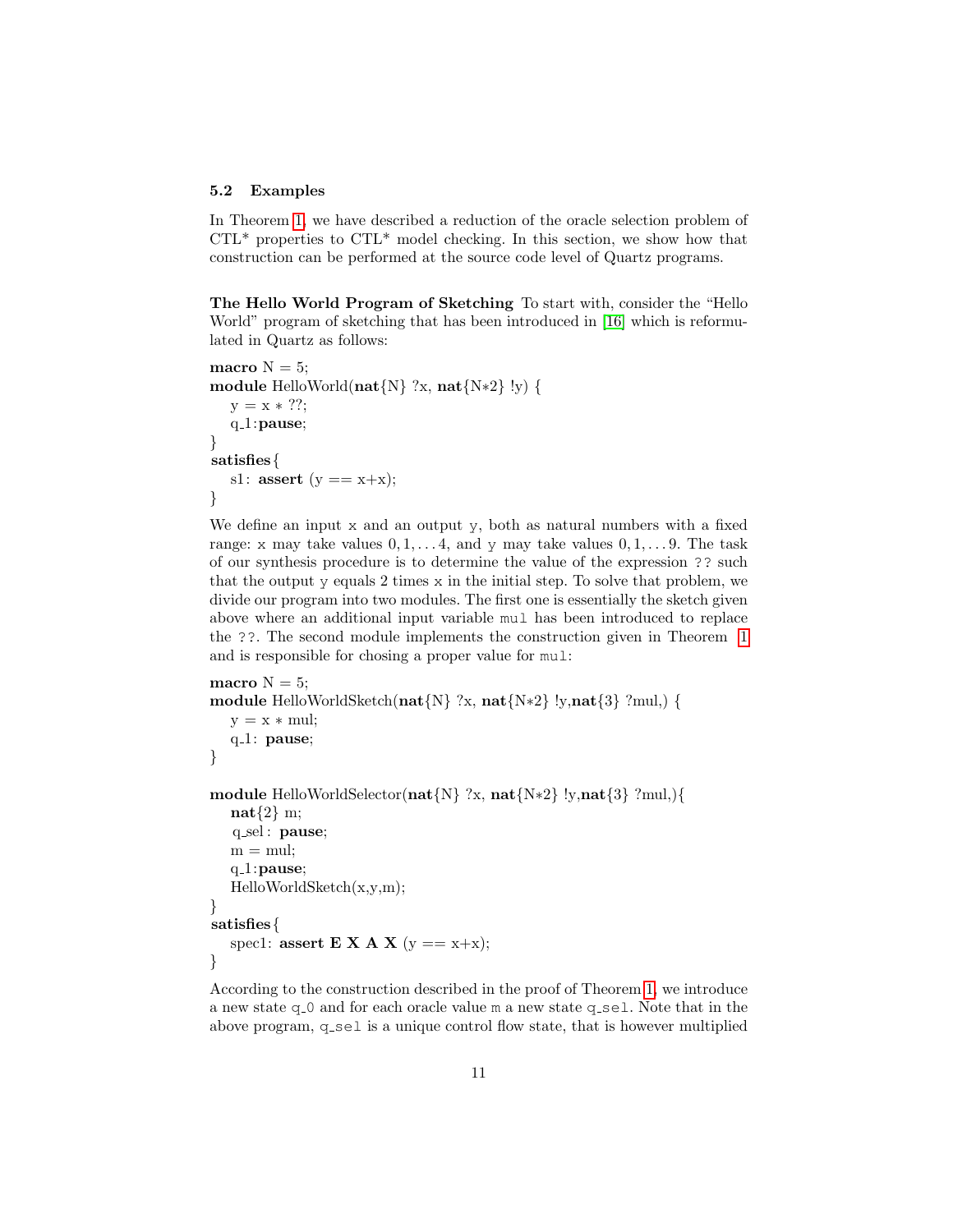### 5.2 Examples

In Theorem 1, we have described a reduction of the oracle selection problem of CTL* properties to CTL* model checking. In this section, we show how that construction can be performed at the source code level of Quartz programs.

**The Hello World Program of Sketching** To start with, consider the "Hello World" program of sketching that has been introduced in [16] which is reformulated in Quartz as follows:

```
macro N = 5;
module HelloWorld(nat{N} ?x, nat{N*2} !y) {
   y = x * ??;
   q_1:pause;
}
satisfies{
   s1: assert (y == x+x);
}
```

We define an input `x` and an output `y`, both as natural numbers with a fixed range: `x` may take values $0, 1, \ldots 4$, and `y` may take values $0, 1, \ldots 9$. The task of our synthesis procedure is to determine the value of the expression `??` such that the output `y` equals 2 times `x` in the initial step. To solve that problem, we divide our program into two modules. The first one is essentially the sketch given above where an additional input variable `mul` has been introduced to replace the `??`. The second module implements the construction given in Theorem 1 and is responsible for chosing a proper value for `mul`:

```
macro N = 5;
module HelloWorldSketch(nat{N} ?x, nat{N*2} !y,nat{3} ?mul,) {
   y = x * mul;
   q_1: pause;
}

module HelloWorldSelector(nat{N} ?x, nat{N*2} !y,nat{3} ?mul,){
   nat{2} m;
   q_sel: pause;
   m = mul;
   q_1:pause;
   HelloWorldSketch(x,y,m);
}
satisfies{
   spec1: assert E X A X (y == x+x);
}
```

According to the construction described in the proof of Theorem 1, we introduce a new state `q_0` and for each oracle value `m` a new state `q_sel`. Note that in the above program, `q_sel` is a unique control flow state, that is however multiplied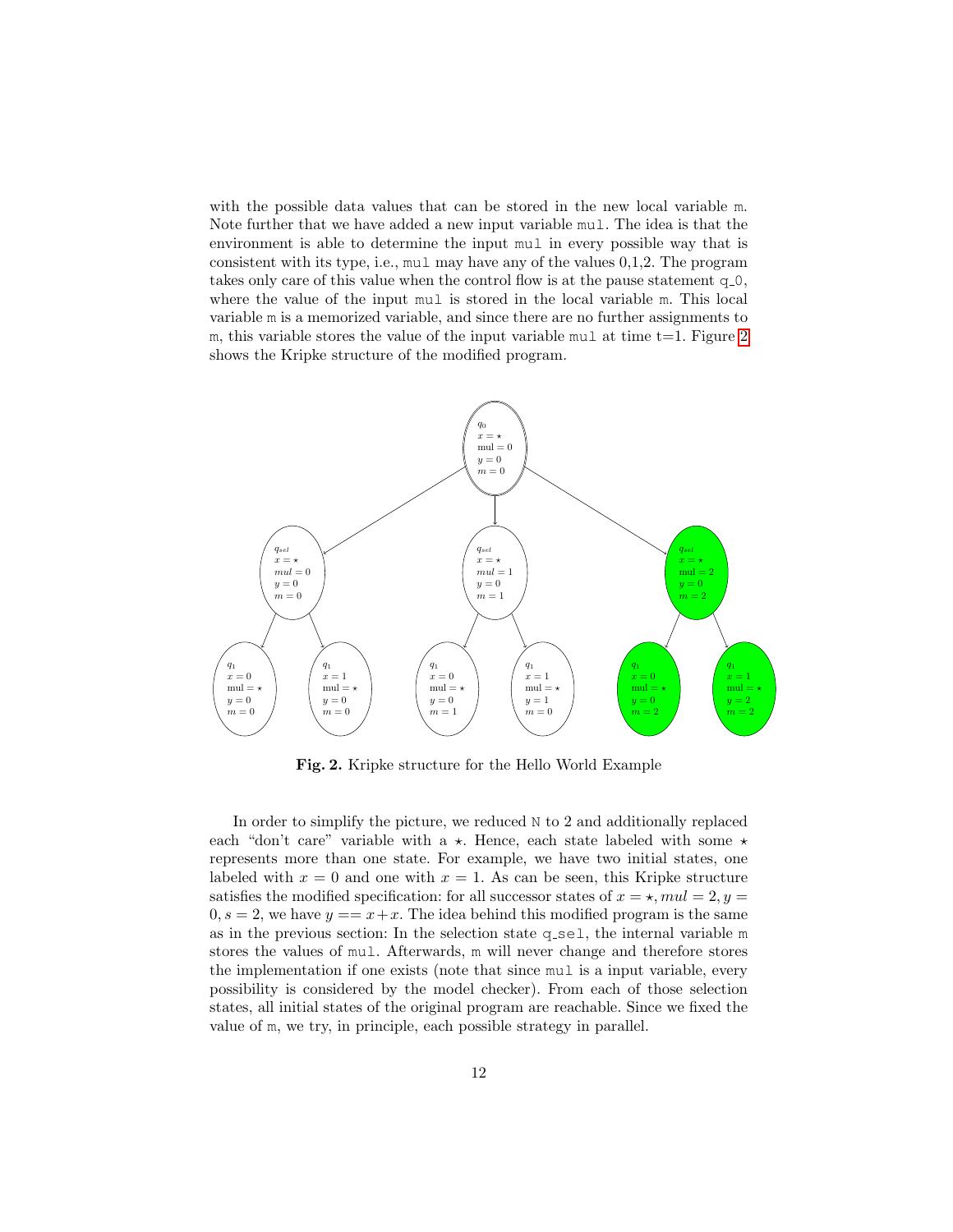with the possible data values that can be stored in the new local variable `m`. Note further that we have added a new input variable `mul`. The idea is that the environment is able to determine the input `mul` in every possible way that is consistent with its type, i.e., `mul` may have any of the values 0,1,2. The program takes only care of this value when the control flow is at the pause statement `q_0`, where the value of the input `mul` is stored in the local variable `m`. This local variable `m` is a memorized variable, and since there are no further assignments to `m`, this variable stores the value of the input variable `mul` at time t=1. Figure 2 shows the Kripke structure of the modified program.

**Fig. 2.** Kripke structure for the Hello World Example

In order to simplify the picture, we reduced `N` to 2 and additionally replaced each "don't care" variable with a $\star$. Hence, each state labeled with some $\star$ represents more than one state. For example, we have two initial states, one labeled with $x = 0$ and one with $x = 1$. As can be seen, this Kripke structure satisfies the modified specification: for all successor states of $x = \star, mul = 2, y = 0, s = 2$, we have $y == x + x$. The idea behind this modified program is the same as in the previous section: In the selection state `q_sel`, the internal variable `m` stores the values of `mul`. Afterwards, `m` will never change and therefore stores the implementation if one exists (note that since `mul` is a input variable, every possibility is considered by the model checker). From each of those selection states, all initial states of the original program are reachable. Since we fixed the value of `m`, we try, in principle, each possible strategy in parallel.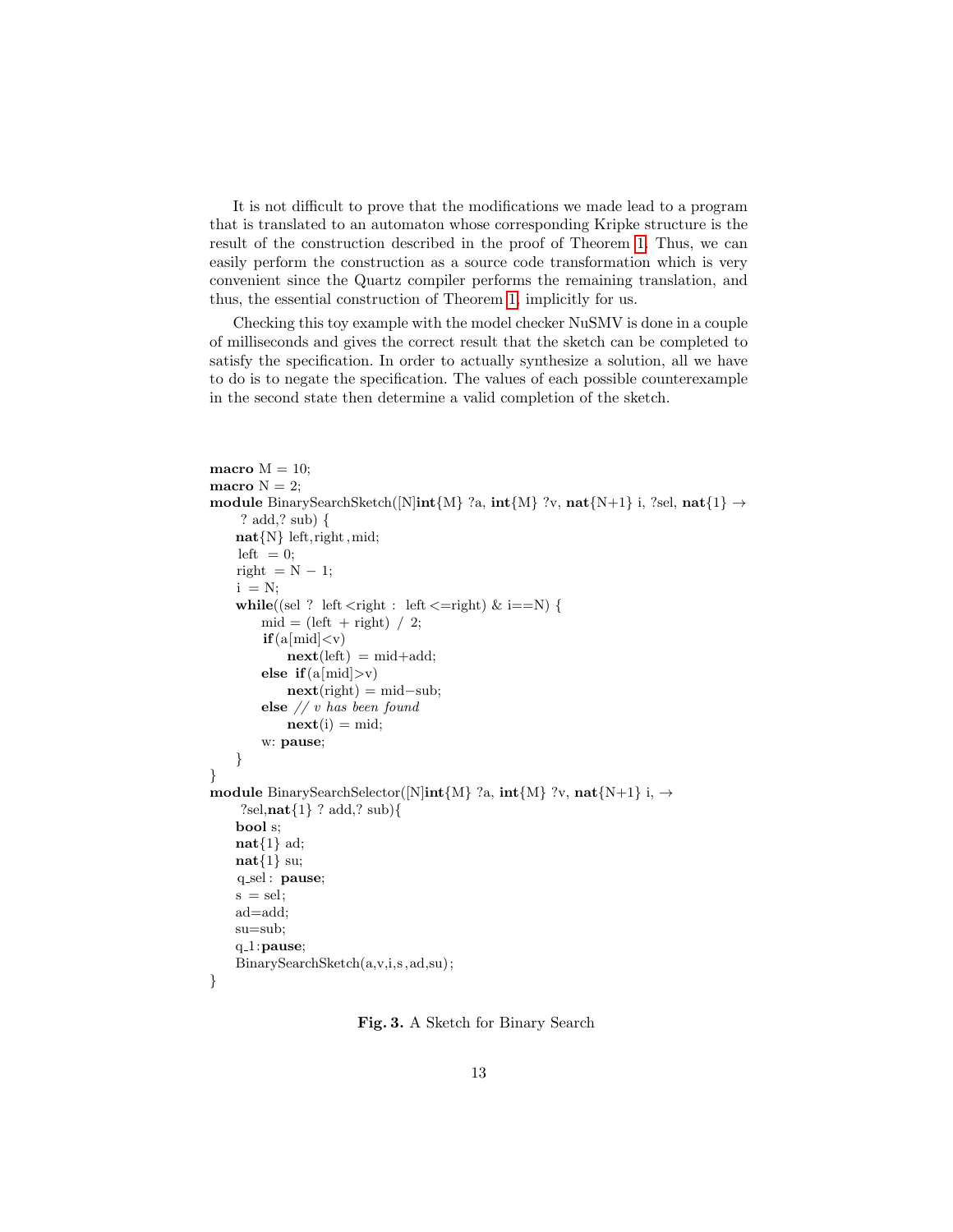It is not difficult to prove that the modifications we made lead to a program that is translated to an automaton whose corresponding Kripke structure is the result of the construction described in the proof of Theorem 1. Thus, we can easily perform the construction as a source code transformation which is very convenient since the Quartz compiler performs the remaining translation, and thus, the essential construction of Theorem 1, implicitly for us.

Checking this toy example with the model checker NuSMV is done in a couple of milliseconds and gives the correct result that the sketch can be completed to satisfy the specification. In order to actually synthesize a solution, all we have to do is to negate the specification. The values of each possible counterexample in the second state then determine a valid completion of the sketch.

```
macro M = 10;
macro N = 2;
module BinarySearchSketch([N]int{M} ?a, int{M} ?v, nat{N+1} i, ?sel, nat{1} →
    ? add,? sub) {
    nat{N} left,right,mid;
    left = 0;
    right = N − 1;
    i = N;
    while((sel ? left <right : left <=right) & i==N) {
        mid = (left + right) / 2;
        if(a[mid]<v)
            next(left) = mid+add;
        else if(a[mid]>v)
            next(right) = mid−sub;
        else // v has been found
            next(i) = mid;
        w: pause;
    }
}
module BinarySearchSelector([N]int{M} ?a, int{M} ?v, nat{N+1} i, →
    ?sel,nat{1} ? add,? sub){
    bool s;
    nat{1} ad;
    nat{1} su;
    q_sel : pause;
    s = sel;
    ad=add;
    su=sub;
    q_1:pause;
    BinarySearchSketch(a,v,i,s,ad,su);
}
```

**Fig. 3.** A Sketch for Binary Search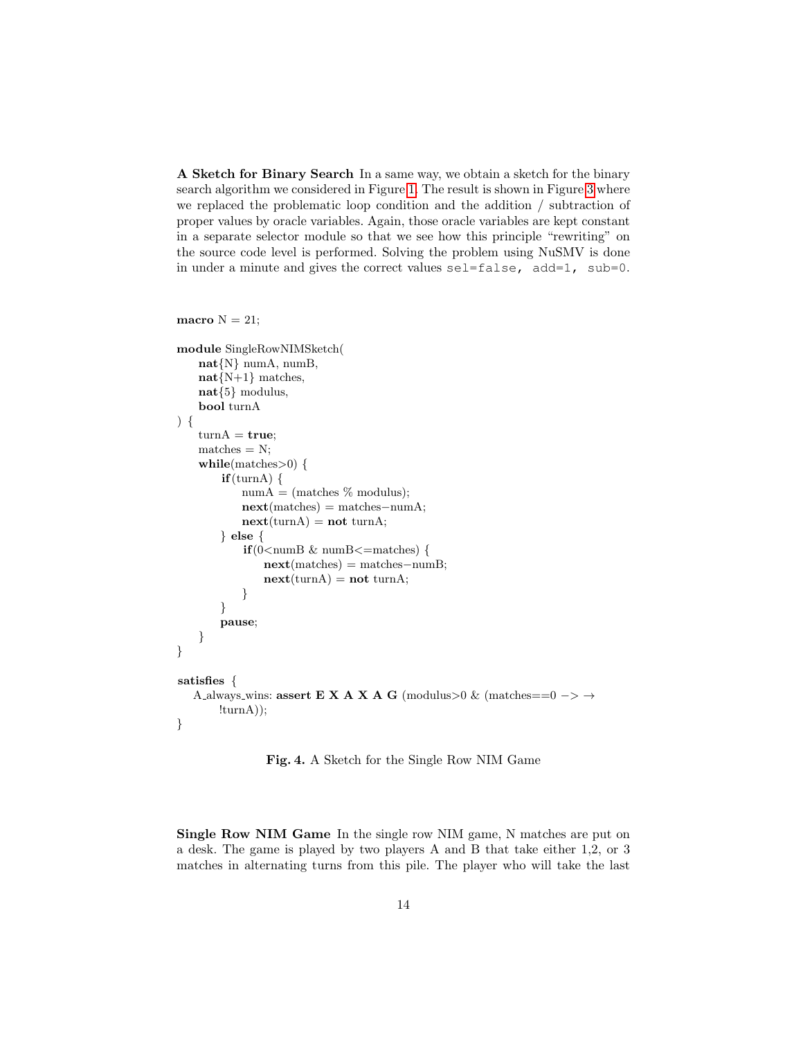**A Sketch for Binary Search** In a same way, we obtain a sketch for the binary search algorithm we considered in Figure 1. The result is shown in Figure 3 where we replaced the problematic loop condition and the addition / subtraction of proper values by oracle variables. Again, those oracle variables are kept constant in a separate selector module so that we see how this principle "rewriting" on the source code level is performed. Solving the problem using NuSMV is done in under a minute and gives the correct values `sel=false, add=1, sub=0`.

```
macro N = 21;

module SingleRowNIMSketch(
    nat{N} numA, numB,
    nat{N+1} matches,
    nat{5} modulus,
    bool turnA
) {
    turnA = true;
    matches = N;
    while(matches>0) {
        if(turnA) {
            numA = (matches % modulus);
            next(matches) = matches−numA;
            next(turnA) = not turnA;
        } else {
            if(0<numB & numB<=matches) {
                next(matches) = matches−numB;
                next(turnA) = not turnA;
            }
        }
        pause;
    }
}

satisfies {
   A_always_wins: assert E X A X A G (modulus>0 & (matches==0 −> →
        !turnA));
}
```

**Fig. 4.** A Sketch for the Single Row NIM Game

**Single Row NIM Game** In the single row NIM game, N matches are put on a desk. The game is played by two players A and B that take either 1,2, or 3 matches in alternating turns from this pile. The player who will take the last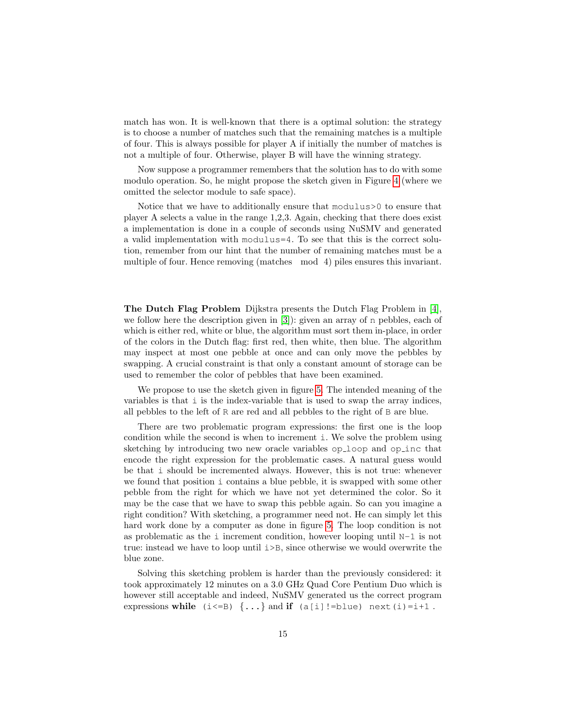match has won. It is well-known that there is a optimal solution: the strategy is to choose a number of matches such that the remaining matches is a multiple of four. This is always possible for player A if initially the number of matches is not a multiple of four. Otherwise, player B will have the winning strategy.

Now suppose a programmer remembers that the solution has to do with some modulo operation. So, he might propose the sketch given in Figure 4 (where we omitted the selector module to safe space).

Notice that we have to additionally ensure that `modulus>0` to ensure that player A selects a value in the range 1,2,3. Again, checking that there does exist a implementation is done in a couple of seconds using NuSMV and generated a valid implementation with `modulus=4`. To see that this is the correct solution, remember from our hint that the number of remaining matches must be a multiple of four. Hence removing (matches $\mod 4$) piles ensures this invariant.

**The Dutch Flag Problem** Dijkstra presents the Dutch Flag Problem in [4], we follow here the description given in [3]): given an array of `n` pebbles, each of which is either red, white or blue, the algorithm must sort them in-place, in order of the colors in the Dutch flag: first red, then white, then blue. The algorithm may inspect at most one pebble at once and can only move the pebbles by swapping. A crucial constraint is that only a constant amount of storage can be used to remember the color of pebbles that have been examined.

We propose to use the sketch given in figure 5. The intended meaning of the variables is that `i` is the index-variable that is used to swap the array indices, all pebbles to the left of `R` are red and all pebbles to the right of `B` are blue.

There are two problematic program expressions: the first one is the loop condition while the second is when to increment `i`. We solve the problem using sketching by introducing two new oracle variables `op_loop` and `op_inc` that encode the right expression for the problematic cases. A natural guess would be that `i` should be incremented always. However, this is not true: whenever we found that position `i` contains a blue pebble, it is swapped with some other pebble from the right for which we have not yet determined the color. So it may be the case that we have to swap this pebble again. So can you imagine a right condition? With sketching, a programmer need not. He can simply let this hard work done by a computer as done in figure 5. The loop condition is not as problematic as the `i` increment condition, however looping until `N-1` is not true: instead we have to loop until `i>B`, since otherwise we would overwrite the blue zone.

Solving this sketching problem is harder than the previously considered: it took approximately 12 minutes on a 3.0 GHz Quad Core Pentium Duo which is however still acceptable and indeed, NuSMV generated us the correct program expressions **while** `(i<=B) {...}` and **if** `(a[i]!=blue) next(i)=i+1` .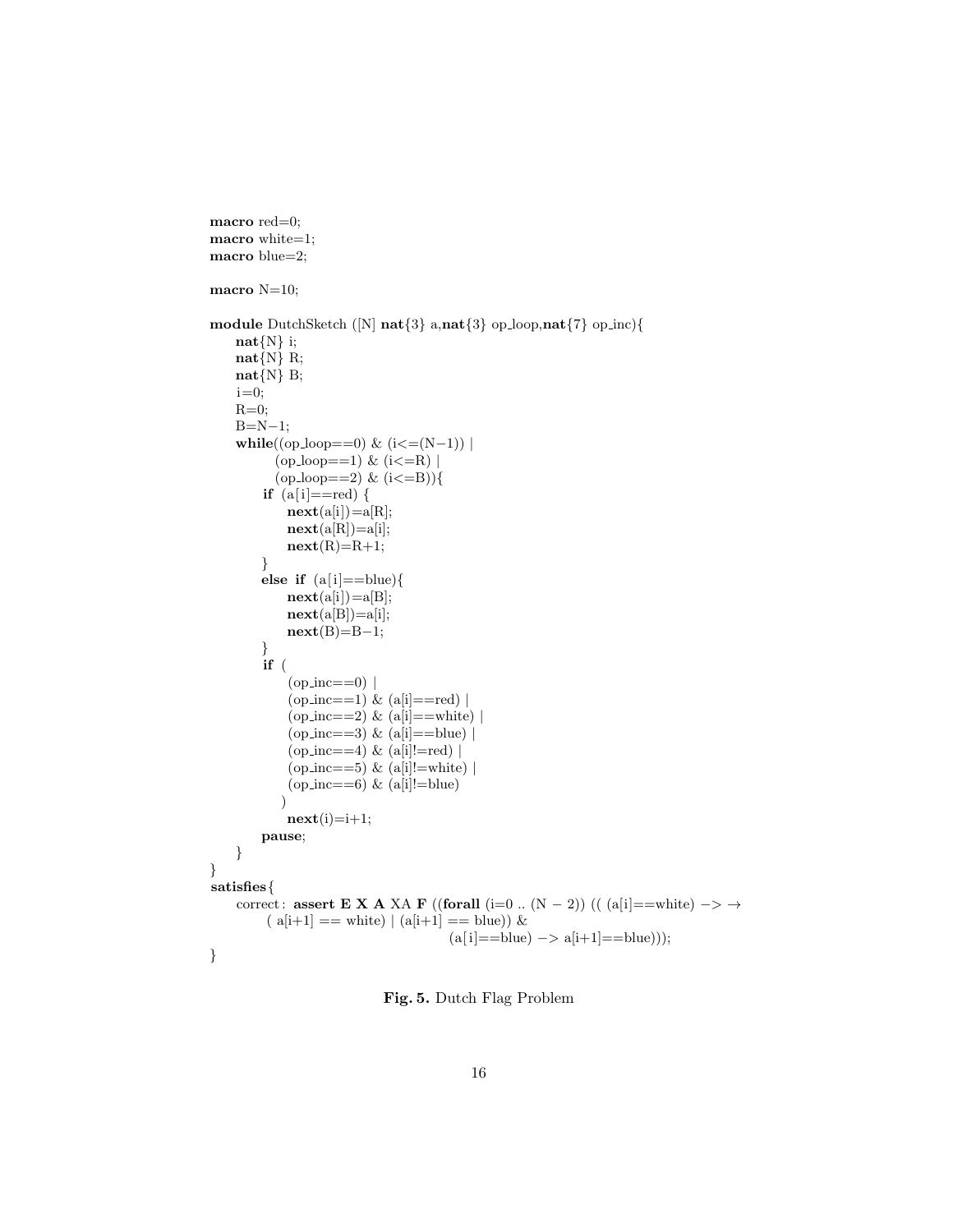```
macro red=0;
macro white=1;
macro blue=2;

macro N=10;

module DutchSketch ([N] nat{3} a,nat{3} op_loop,nat{7} op_inc){
    nat{N} i;
    nat{N} R;
    nat{N} B;
    i=0;
    R=0;
    B=N-1;
    while((op_loop==0) & (i<=(N-1)) |
          (op_loop==1) & (i<=R) |
          (op_loop==2) & (i<=B)){
        if (a[i]==red) {
            next(a[i])=a[R];
            next(a[R])=a[i];
            next(R)=R+1;
        }
        else if (a[i]==blue){
            next(a[i])=a[B];
            next(a[B])=a[i];
            next(B)=B-1;
        }
        if (
            (op_inc==0) |
            (op_inc==1) & (a[i]==red) |
            (op_inc==2) & (a[i]==white) |
            (op_inc==3) & (a[i]==blue) |
            (op_inc==4) & (a[i]!=red) |
            (op_inc==5) & (a[i]!=white) |
            (op_inc==6) & (a[i]!=blue)
           )
            next(i)=i+1;
        pause;
    }
}
satisfies{
    correct: assert E X A XA F ((forall (i=0 .. (N - 2)) (( (a[i]==white) -> →
        ( a[i+1] == white) | (a[i+1] == blue)) &
                                        (a[i]==blue) -> a[i+1]==blue)));
}
```

**Fig. 5.** Dutch Flag Problem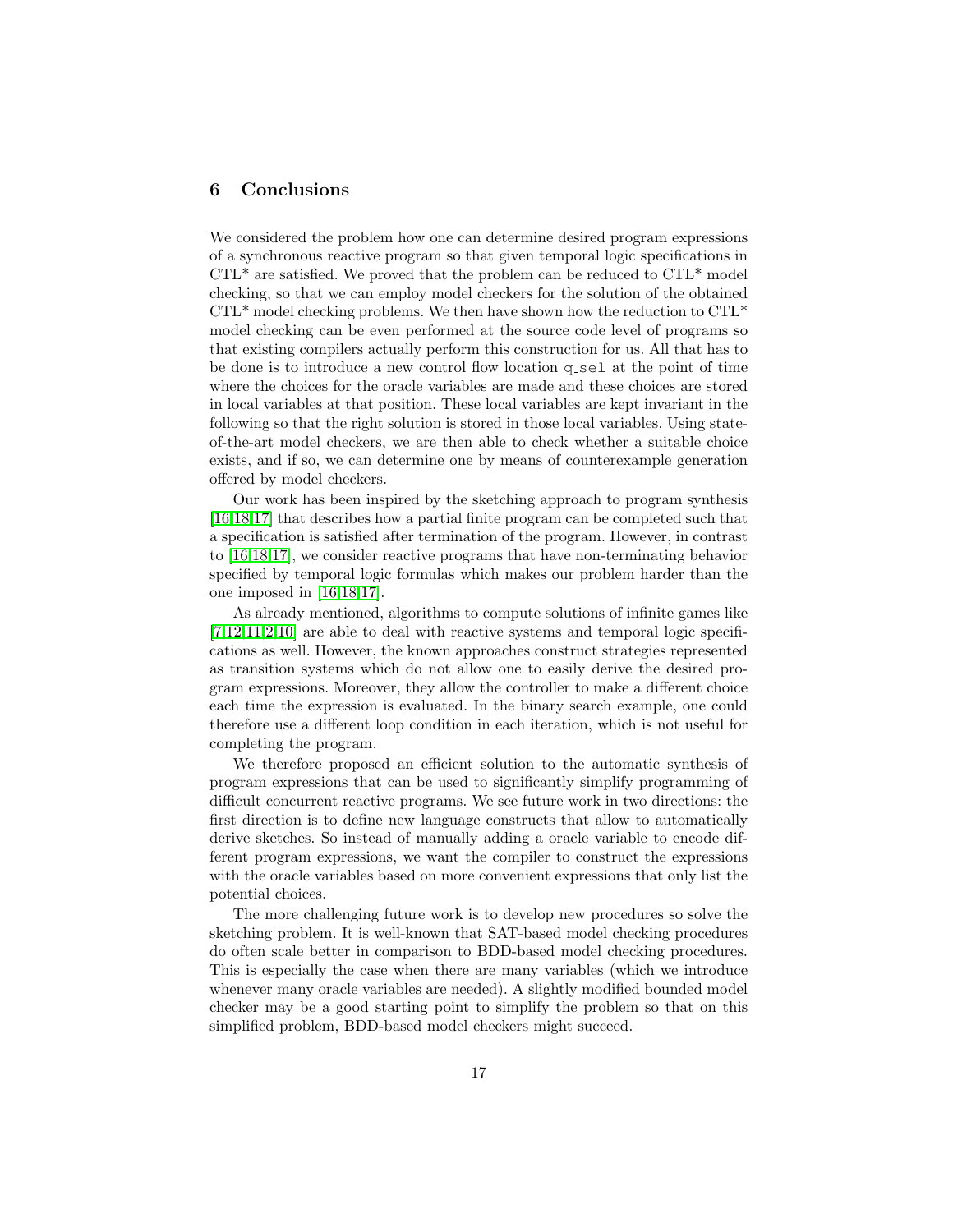## 6 Conclusions

We considered the problem how one can determine desired program expressions of a synchronous reactive program so that given temporal logic specifications in CTL* are satisfied. We proved that the problem can be reduced to CTL* model checking, so that we can employ model checkers for the solution of the obtained CTL* model checking problems. We then have shown how the reduction to CTL* model checking can be even performed at the source code level of programs so that existing compilers actually perform this construction for us. All that has to be done is to introduce a new control flow location `q_sel` at the point of time where the choices for the oracle variables are made and these choices are stored in local variables at that position. These local variables are kept invariant in the following so that the right solution is stored in those local variables. Using state-of-the-art model checkers, we are then able to check whether a suitable choice exists, and if so, we can determine one by means of counterexample generation offered by model checkers.

Our work has been inspired by the sketching approach to program synthesis [16,18,17] that describes how a partial finite program can be completed such that a specification is satisfied after termination of the program. However, in contrast to [16,18,17], we consider reactive programs that have non-terminating behavior specified by temporal logic formulas which makes our problem harder than the one imposed in [16,18,17].

As already mentioned, algorithms to compute solutions of infinite games like [7,12,11,2,10] are able to deal with reactive systems and temporal logic specifications as well. However, the known approaches construct strategies represented as transition systems which do not allow one to easily derive the desired program expressions. Moreover, they allow the controller to make a different choice each time the expression is evaluated. In the binary search example, one could therefore use a different loop condition in each iteration, which is not useful for completing the program.

We therefore proposed an efficient solution to the automatic synthesis of program expressions that can be used to significantly simplify programming of difficult concurrent reactive programs. We see future work in two directions: the first direction is to define new language constructs that allow to automatically derive sketches. So instead of manually adding a oracle variable to encode different program expressions, we want the compiler to construct the expressions with the oracle variables based on more convenient expressions that only list the potential choices.

The more challenging future work is to develop new procedures so solve the sketching problem. It is well-known that SAT-based model checking procedures do often scale better in comparison to BDD-based model checking procedures. This is especially the case when there are many variables (which we introduce whenever many oracle variables are needed). A slightly modified bounded model checker may be a good starting point to simplify the problem so that on this simplified problem, BDD-based model checkers might succeed.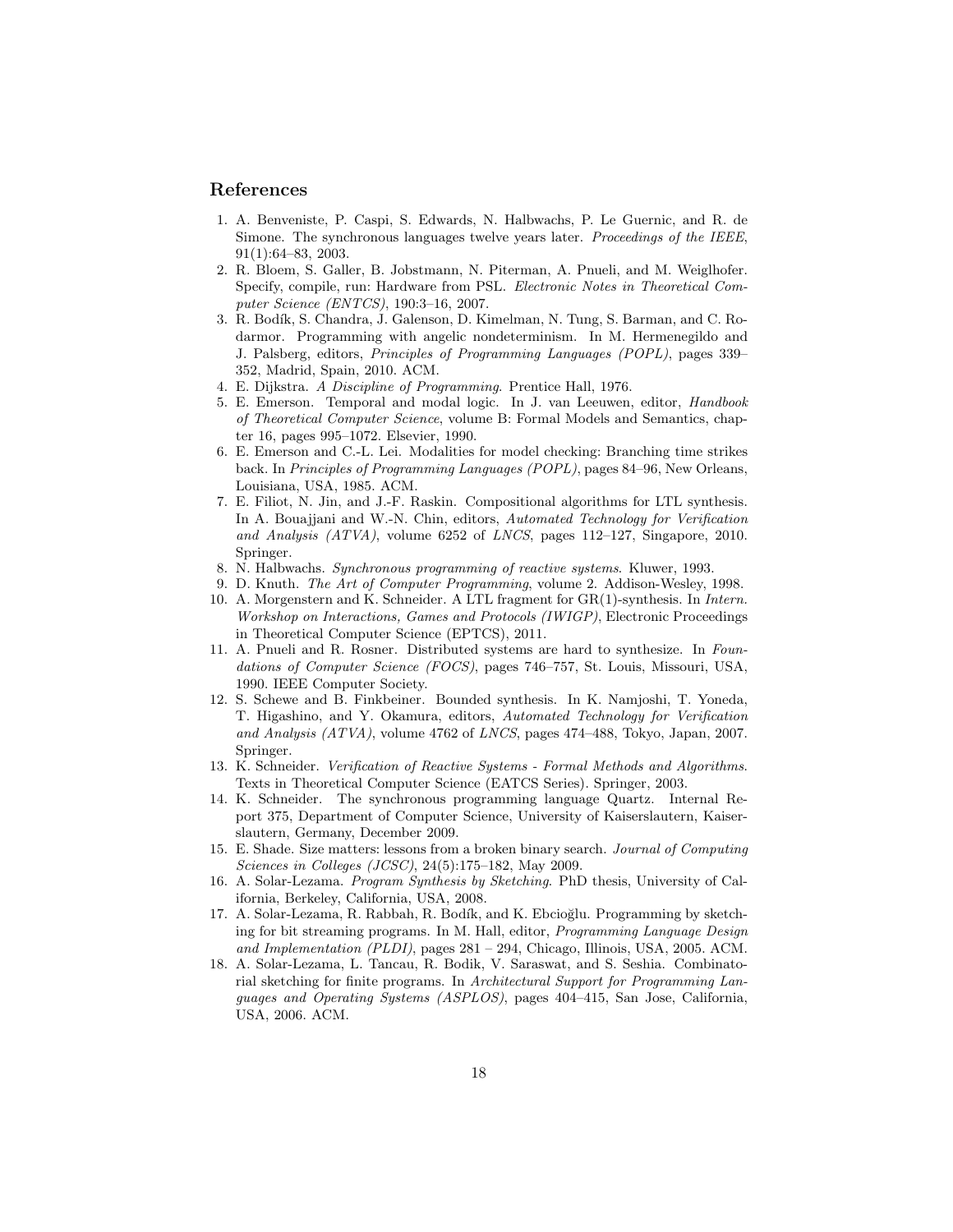## References

1. A. Benveniste, P. Caspi, S. Edwards, N. Halbwachs, P. Le Guernic, and R. de Simone. The synchronous languages twelve years later. *Proceedings of the IEEE*, 91(1):64–83, 2003.
2. R. Bloem, S. Galler, B. Jobstmann, N. Piterman, A. Pnueli, and M. Weiglhofer. Specify, compile, run: Hardware from PSL. *Electronic Notes in Theoretical Computer Science (ENTCS)*, 190:3–16, 2007.
3. R. Bodík, S. Chandra, J. Galenson, D. Kimelman, N. Tung, S. Barman, and C. Rodarmor. Programming with angelic nondeterminism. In M. Hermenegildo and J. Palsberg, editors, *Principles of Programming Languages (POPL)*, pages 339–352, Madrid, Spain, 2010. ACM.
4. E. Dijkstra. *A Discipline of Programming*. Prentice Hall, 1976.
5. E. Emerson. Temporal and modal logic. In J. van Leeuwen, editor, *Handbook of Theoretical Computer Science*, volume B: Formal Models and Semantics, chapter 16, pages 995–1072. Elsevier, 1990.
6. E. Emerson and C.-L. Lei. Modalities for model checking: Branching time strikes back. In *Principles of Programming Languages (POPL)*, pages 84–96, New Orleans, Louisiana, USA, 1985. ACM.
7. E. Filiot, N. Jin, and J.-F. Raskin. Compositional algorithms for LTL synthesis. In A. Bouajjani and W.-N. Chin, editors, *Automated Technology for Verification and Analysis (ATVA)*, volume 6252 of *LNCS*, pages 112–127, Singapore, 2010. Springer.
8. N. Halbwachs. *Synchronous programming of reactive systems*. Kluwer, 1993.
9. D. Knuth. *The Art of Computer Programming*, volume 2. Addison-Wesley, 1998.
10. A. Morgenstern and K. Schneider. A LTL fragment for GR(1)-synthesis. In *Intern. Workshop on Interactions, Games and Protocols (IWIGP)*, Electronic Proceedings in Theoretical Computer Science (EPTCS), 2011.
11. A. Pnueli and R. Rosner. Distributed systems are hard to synthesize. In *Foundations of Computer Science (FOCS)*, pages 746–757, St. Louis, Missouri, USA, 1990. IEEE Computer Society.
12. S. Schewe and B. Finkbeiner. Bounded synthesis. In K. Namjoshi, T. Yoneda, T. Higashino, and Y. Okamura, editors, *Automated Technology for Verification and Analysis (ATVA)*, volume 4762 of *LNCS*, pages 474–488, Tokyo, Japan, 2007. Springer.
13. K. Schneider. *Verification of Reactive Systems - Formal Methods and Algorithms*. Texts in Theoretical Computer Science (EATCS Series). Springer, 2003.
14. K. Schneider. The synchronous programming language Quartz. Internal Report 375, Department of Computer Science, University of Kaiserslautern, Kaiserslautern, Germany, December 2009.
15. E. Shade. Size matters: lessons from a broken binary search. *Journal of Computing Sciences in Colleges (JCSC)*, 24(5):175–182, May 2009.
16. A. Solar-Lezama. *Program Synthesis by Sketching*. PhD thesis, University of California, Berkeley, California, USA, 2008.
17. A. Solar-Lezama, R. Rabbah, R. Bodík, and K. Ebcioğlu. Programming by sketching for bit streaming programs. In M. Hall, editor, *Programming Language Design and Implementation (PLDI)*, pages 281 – 294, Chicago, Illinois, USA, 2005. ACM.
18. A. Solar-Lezama, L. Tancau, R. Bodik, V. Saraswat, and S. Seshia. Combinatorial sketching for finite programs. In *Architectural Support for Programming Languages and Operating Systems (ASPLOS)*, pages 404–415, San Jose, California, USA, 2006. ACM.